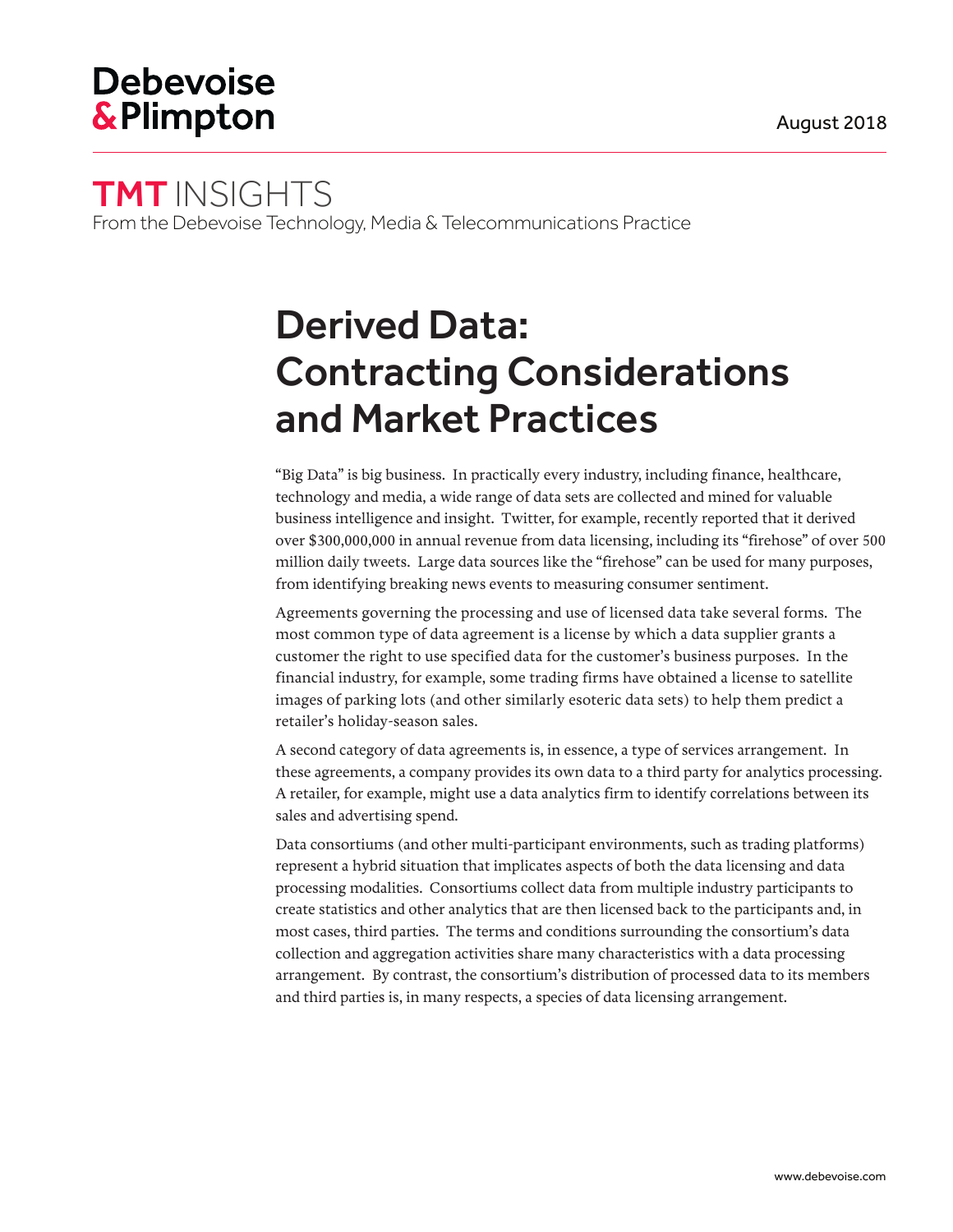Debevoise & Plimpton

August 2018

**TMT** INSIGHTS
From the Debevoise Technology, Media & Telecommunications Practice

# Derived Data: Contracting Considerations and Market Practices

"Big Data" is big business. In practically every industry, including finance, healthcare, technology and media, a wide range of data sets are collected and mined for valuable business intelligence and insight. Twitter, for example, recently reported that it derived over $300,000,000 in annual revenue from data licensing, including its "firehose" of over 500 million daily tweets. Large data sources like the "firehose" can be used for many purposes, from identifying breaking news events to measuring consumer sentiment.

Agreements governing the processing and use of licensed data take several forms. The most common type of data agreement is a license by which a data supplier grants a customer the right to use specified data for the customer's business purposes. In the financial industry, for example, some trading firms have obtained a license to satellite images of parking lots (and other similarly esoteric data sets) to help them predict a retailer's holiday-season sales.

A second category of data agreements is, in essence, a type of services arrangement. In these agreements, a company provides its own data to a third party for analytics processing. A retailer, for example, might use a data analytics firm to identify correlations between its sales and advertising spend.

Data consortiums (and other multi-participant environments, such as trading platforms) represent a hybrid situation that implicates aspects of both the data licensing and data processing modalities. Consortiums collect data from multiple industry participants to create statistics and other analytics that are then licensed back to the participants and, in most cases, third parties. The terms and conditions surrounding the consortium's data collection and aggregation activities share many characteristics with a data processing arrangement. By contrast, the consortium's distribution of processed data to its members and third parties is, in many respects, a species of data licensing arrangement.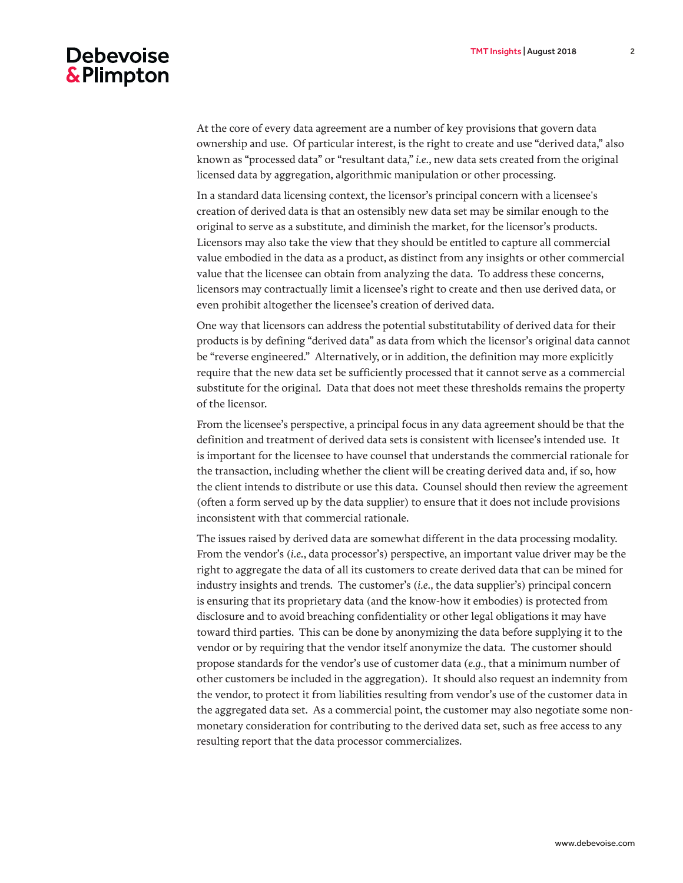At the core of every data agreement are a number of key provisions that govern data ownership and use. Of particular interest, is the right to create and use "derived data," also known as "processed data" or "resultant data," *i.e.*, new data sets created from the original licensed data by aggregation, algorithmic manipulation or other processing.

In a standard data licensing context, the licensor's principal concern with a licensee's creation of derived data is that an ostensibly new data set may be similar enough to the original to serve as a substitute, and diminish the market, for the licensor's products. Licensors may also take the view that they should be entitled to capture all commercial value embodied in the data as a product, as distinct from any insights or other commercial value that the licensee can obtain from analyzing the data. To address these concerns, licensors may contractually limit a licensee's right to create and then use derived data, or even prohibit altogether the licensee's creation of derived data.

One way that licensors can address the potential substitutability of derived data for their products is by defining "derived data" as data from which the licensor's original data cannot be "reverse engineered." Alternatively, or in addition, the definition may more explicitly require that the new data set be sufficiently processed that it cannot serve as a commercial substitute for the original. Data that does not meet these thresholds remains the property of the licensor.

From the licensee's perspective, a principal focus in any data agreement should be that the definition and treatment of derived data sets is consistent with licensee's intended use. It is important for the licensee to have counsel that understands the commercial rationale for the transaction, including whether the client will be creating derived data and, if so, how the client intends to distribute or use this data. Counsel should then review the agreement (often a form served up by the data supplier) to ensure that it does not include provisions inconsistent with that commercial rationale.

The issues raised by derived data are somewhat different in the data processing modality. From the vendor's (*i.e.*, data processor's) perspective, an important value driver may be the right to aggregate the data of all its customers to create derived data that can be mined for industry insights and trends. The customer's (*i.e.*, the data supplier's) principal concern is ensuring that its proprietary data (and the know-how it embodies) is protected from disclosure and to avoid breaching confidentiality or other legal obligations it may have toward third parties. This can be done by anonymizing the data before supplying it to the vendor or by requiring that the vendor itself anonymize the data. The customer should propose standards for the vendor's use of customer data (*e.g.*, that a minimum number of other customers be included in the aggregation). It should also request an indemnity from the vendor, to protect it from liabilities resulting from vendor's use of the customer data in the aggregated data set. As a commercial point, the customer may also negotiate some non-monetary consideration for contributing to the derived data set, such as free access to any resulting report that the data processor commercializes.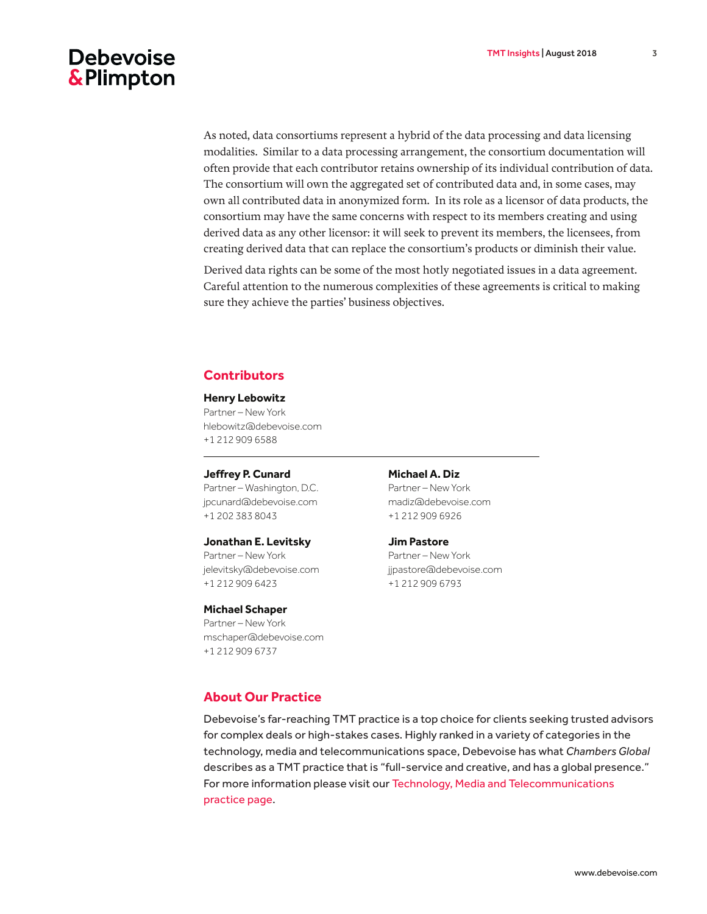As noted, data consortiums represent a hybrid of the data processing and data licensing modalities. Similar to a data processing arrangement, the consortium documentation will often provide that each contributor retains ownership of its individual contribution of data. The consortium will own the aggregated set of contributed data and, in some cases, may own all contributed data in anonymized form. In its role as a licensor of data products, the consortium may have the same concerns with respect to its members creating and using derived data as any other licensor: it will seek to prevent its members, the licensees, from creating derived data that can replace the consortium's products or diminish their value.

Derived data rights can be some of the most hotly negotiated issues in a data agreement. Careful attention to the numerous complexities of these agreements is critical to making sure they achieve the parties' business objectives.

## Contributors

**Henry Lebowitz**
Partner – New York
hlebowitz@debevoise.com
+1 212 909 6588

---

**Jeffrey P. Cunard**
Partner – Washington, D.C.
jpcunard@debevoise.com
+1 202 383 8043

**Michael A. Diz**
Partner – New York
madiz@debevoise.com
+1 212 909 6926

**Jonathan E. Levitsky**
Partner – New York
jelevitsky@debevoise.com
+1 212 909 6423

**Jim Pastore**
Partner – New York
jjpastore@debevoise.com
+1 212 909 6793

**Michael Schaper**
Partner – New York
mschaper@debevoise.com
+1 212 909 6737

## About Our Practice

Debevoise's far-reaching TMT practice is a top choice for clients seeking trusted advisors for complex deals or high-stakes cases. Highly ranked in a variety of categories in the technology, media and telecommunications space, Debevoise has what *Chambers Global* describes as a TMT practice that is "full-service and creative, and has a global presence." For more information please visit our Technology, Media and Telecommunications practice page.